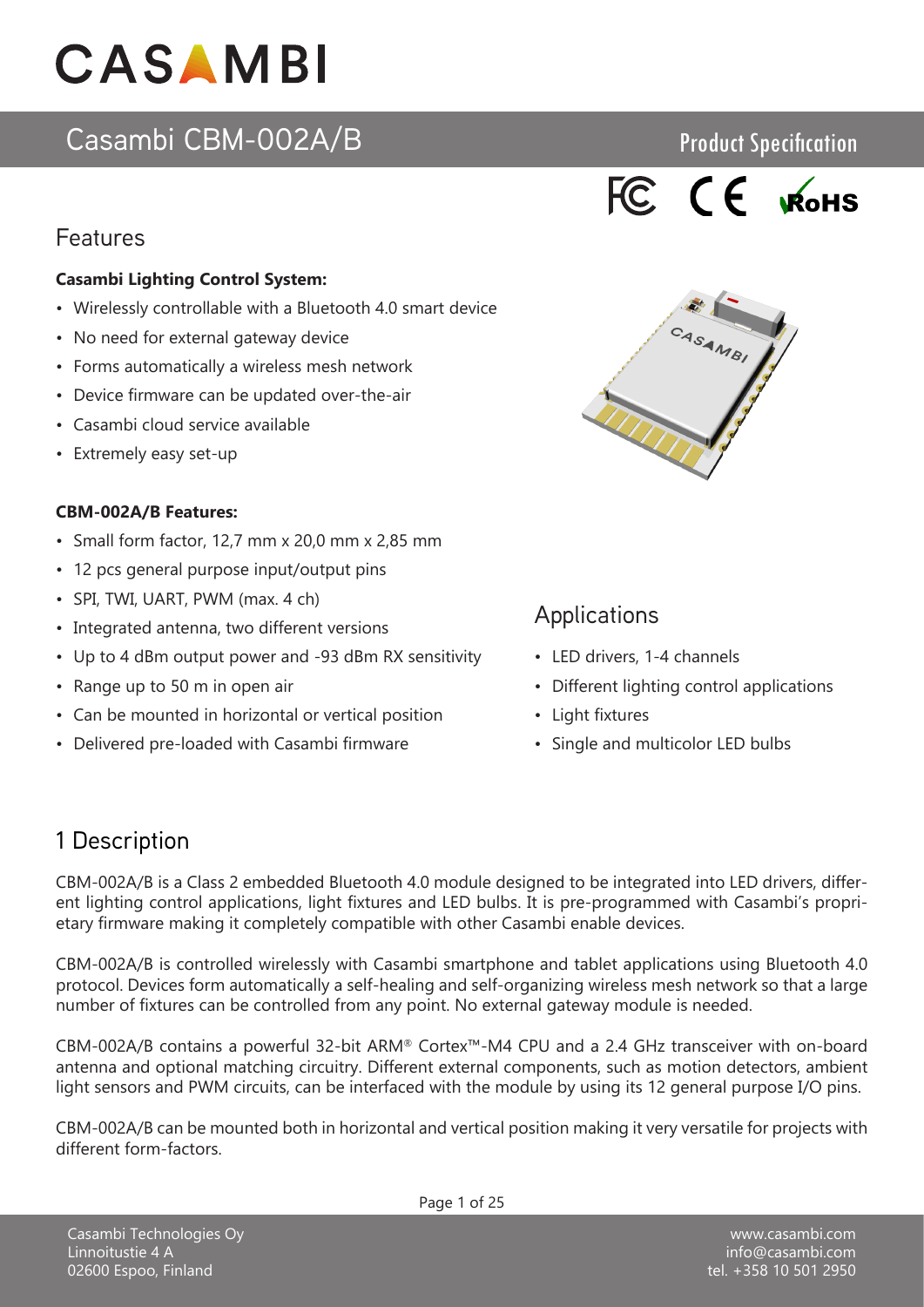# CASAMBI

## Casambi CBM-002A/B

Product Specification

FC CE RoHS

## Features

**Casambi Lighting Control System:**

- Wirelessly controllable with a Bluetooth 4.0 smart device
- No need for external gateway device
- Forms automatically a wireless mesh network
- Device firmware can be updated over-the-air
- Casambi cloud service available
- Extremely easy set-up

**CBM-002A/B Features:**

- Small form factor, 12,7 mm x 20,0 mm x 2,85 mm
- 12 pcs general purpose input/output pins
- SPI, TWI, UART, PWM (max. 4 ch)
- Integrated antenna, two different versions
- Up to 4 dBm output power and -93 dBm RX sensitivity
- Range up to 50 m in open air
- Can be mounted in horizontal or vertical position
- Delivered pre-loaded with Casambi firmware

## Applications

- LED drivers, 1-4 channels
- Different lighting control applications
- Light fixtures
- Single and multicolor LED bulbs

## 1 Description

CBM-002A/B is a Class 2 embedded Bluetooth 4.0 module designed to be integrated into LED drivers, different lighting control applications, light fixtures and LED bulbs. It is pre-programmed with Casambi's proprietary firmware making it completely compatible with other Casambi enable devices.

CBM-002A/B is controlled wirelessly with Casambi smartphone and tablet applications using Bluetooth 4.0 protocol. Devices form automatically a self-healing and self-organizing wireless mesh network so that a large number of fixtures can be controlled from any point. No external gateway module is needed.

CBM-002A/B contains a powerful 32-bit ARM® Cortex™-M4 CPU and a 2.4 GHz transceiver with on-board antenna and optional matching circuitry. Different external components, such as motion detectors, ambient light sensors and PWM circuits, can be interfaced with the module by using its 12 general purpose I/O pins.

CBM-002A/B can be mounted both in horizontal and vertical position making it very versatile for projects with different form-factors.

Casambi Technologies Oy
Linnoitustie 4 A
02600 Espoo, Finland

www.casambi.com
info@casambi.com
tel. +358 10 501 2950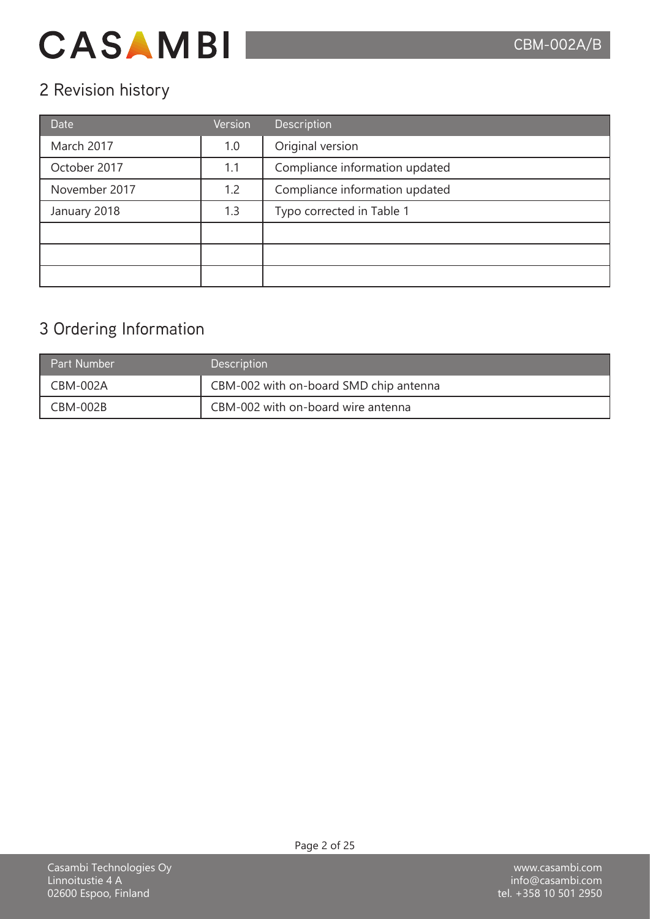## 2 Revision history

| Date | Version | Description |
| --- | --- | --- |
| March 2017 | 1.0 | Original version |
| October 2017 | 1.1 | Compliance information updated |
| November 2017 | 1.2 | Compliance information updated |
| January 2018 | 1.3 | Typo corrected in Table 1 |
| | | |
| | | |
| | | |

## 3 Ordering Information

| Part Number | Description |
| --- | --- |
| CBM-002A | CBM-002 with on-board SMD chip antenna |
| CBM-002B | CBM-002 with on-board wire antenna |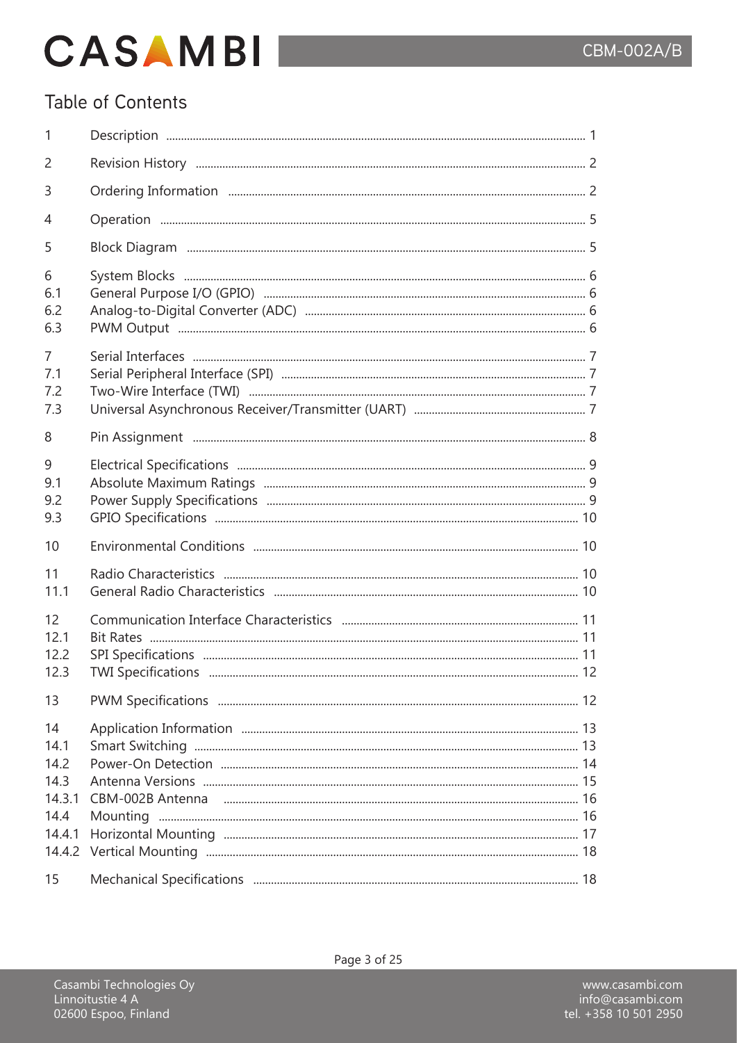# Table of Contents

| | | |
|---|---|---|
| 1 | Description | 1 |
| 2 | Revision History | 2 |
| 3 | Ordering Information | 2 |
| 4 | Operation | 5 |
| 5 | Block Diagram | 5 |
| 6 | System Blocks | 6 |
| 6.1 | General Purpose I/O (GPIO) | 6 |
| 6.2 | Analog-to-Digital Converter (ADC) | 6 |
| 6.3 | PWM Output | 6 |
| 7 | Serial Interfaces | 7 |
| 7.1 | Serial Peripheral Interface (SPI) | 7 |
| 7.2 | Two-Wire Interface (TWI) | 7 |
| 7.3 | Universal Asynchronous Receiver/Transmitter (UART) | 7 |
| 8 | Pin Assignment | 8 |
| 9 | Electrical Specifications | 9 |
| 9.1 | Absolute Maximum Ratings | 9 |
| 9.2 | Power Supply Specifications | 9 |
| 9.3 | GPIO Specifications | 10 |
| 10 | Environmental Conditions | 10 |
| 11 | Radio Characteristics | 10 |
| 11.1 | General Radio Characteristics | 10 |
| 12 | Communication Interface Characteristics | 11 |
| 12.1 | Bit Rates | 11 |
| 12.2 | SPI Specifications | 11 |
| 12.3 | TWI Specifications | 12 |
| 13 | PWM Specifications | 12 |
| 14 | Application Information | 13 |
| 14.1 | Smart Switching | 13 |
| 14.2 | Power-On Detection | 14 |
| 14.3 | Antenna Versions | 15 |
| 14.3.1 | CBM-002B Antenna | 16 |
| 14.4 | Mounting | 16 |
| 14.4.1 | Horizontal Mounting | 17 |
| 14.4.2 | Vertical Mounting | 18 |
| 15 | Mechanical Specifications | 18 |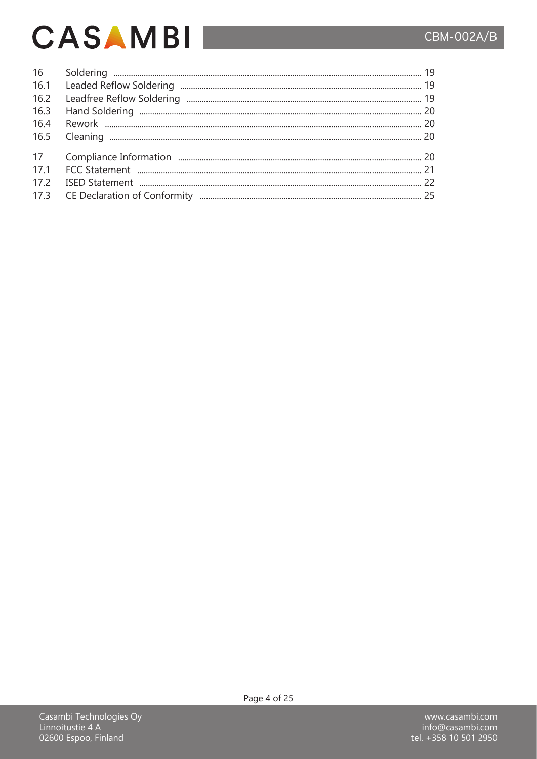| | | |
|---|---|---|
| 16 | Soldering | 19 |
| 16.1 | Leaded Reflow Soldering | 19 |
| 16.2 | Leadfree Reflow Soldering | 19 |
| 16.3 | Hand Soldering | 20 |
| 16.4 | Rework | 20 |
| 16.5 | Cleaning | 20 |
| 17 | Compliance Information | 20 |
| 17.1 | FCC Statement | 21 |
| 17.2 | ISED Statement | 22 |
| 17.3 | CE Declaration of Conformity | 25 |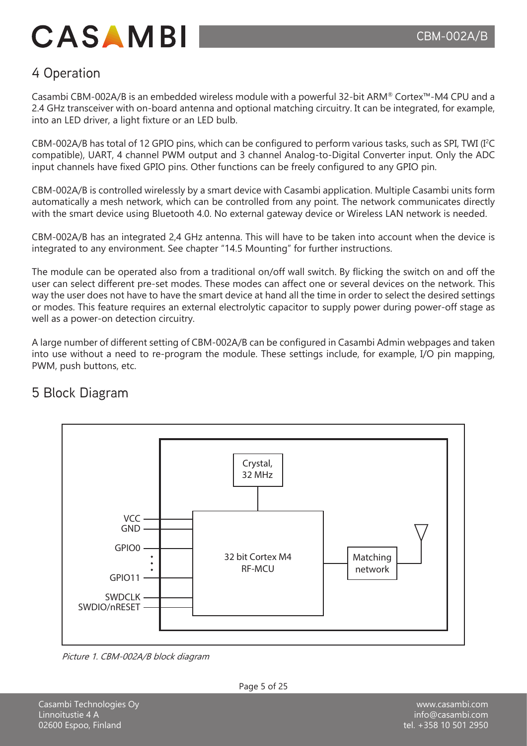## 4 Operation

Casambi CBM-002A/B is an embedded wireless module with a powerful 32-bit ARM® Cortex™-M4 CPU and a 2.4 GHz transceiver with on-board antenna and optional matching circuitry. It can be integrated, for example, into an LED driver, a light fixture or an LED bulb.

CBM-002A/B has total of 12 GPIO pins, which can be configured to perform various tasks, such as SPI, TWI (I²C compatible), UART, 4 channel PWM output and 3 channel Analog-to-Digital Converter input. Only the ADC input channels have fixed GPIO pins. Other functions can be freely configured to any GPIO pin.

CBM-002A/B is controlled wirelessly by a smart device with Casambi application. Multiple Casambi units form automatically a mesh network, which can be controlled from any point. The network communicates directly with the smart device using Bluetooth 4.0. No external gateway device or Wireless LAN network is needed.

CBM-002A/B has an integrated 2,4 GHz antenna. This will have to be taken into account when the device is integrated to any environment. See chapter "14.5 Mounting" for further instructions.

The module can be operated also from a traditional on/off wall switch. By flicking the switch on and off the user can select different pre-set modes. These modes can affect one or several devices on the network. This way the user does not have to have the smart device at hand all the time in order to select the desired settings or modes. This feature requires an external electrolytic capacitor to supply power during power-off stage as well as a power-on detection circuitry.

A large number of different setting of CBM-002A/B can be configured in Casambi Admin webpages and taken into use without a need to re-program the module. These settings include, for example, I/O pin mapping, PWM, push buttons, etc.

## 5 Block Diagram

VCC
GND
GPIO0
GPIO11
SWDCLK
SWDIO/nRESET

Crystal, 32 MHz

32 bit Cortex M4 RF-MCU

Matching network

*Picture 1. CBM-002A/B block diagram*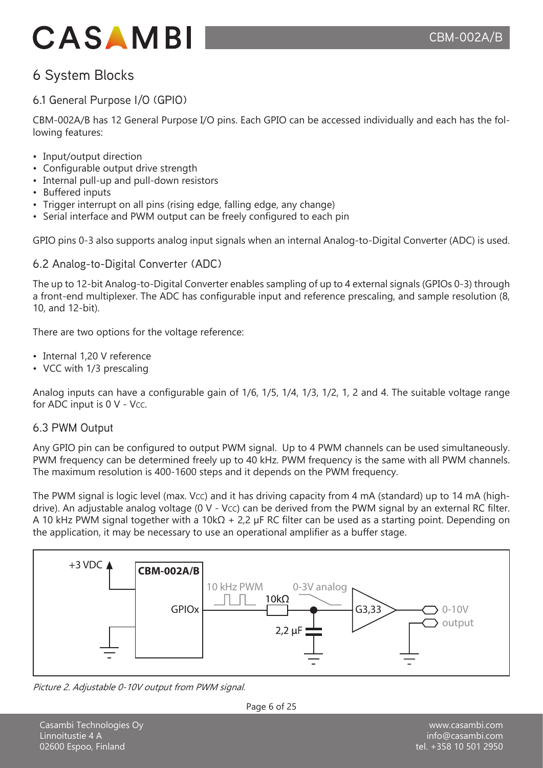# 6 System Blocks

## 6.1 General Purpose I/O (GPIO)

CBM-002A/B has 12 General Purpose I/O pins. Each GPIO can be accessed individually and each has the following features:

- Input/output direction
- Configurable output drive strength
- Internal pull-up and pull-down resistors
- Buffered inputs
- Trigger interrupt on all pins (rising edge, falling edge, any change)
- Serial interface and PWM output can be freely configured to each pin

GPIO pins 0-3 also supports analog input signals when an internal Analog-to-Digital Converter (ADC) is used.

## 6.2 Analog-to-Digital Converter (ADC)

The up to 12-bit Analog-to-Digital Converter enables sampling of up to 4 external signals (GPIOs 0-3) through a front-end multiplexer. The ADC has configurable input and reference prescaling, and sample resolution (8, 10, and 12-bit).

There are two options for the voltage reference:

- Internal 1,20 V reference
- VCC with 1/3 prescaling

Analog inputs can have a configurable gain of 1/6, 1/5, 1/4, 1/3, 1/2, 1, 2 and 4. The suitable voltage range for ADC input is 0 V - $V_{CC}$.

## 6.3 PWM Output

Any GPIO pin can be configured to output PWM signal. Up to 4 PWM channels can be used simultaneously. PWM frequency can be determined freely up to 40 kHz. PWM frequency is the same with all PWM channels. The maximum resolution is 400-1600 steps and it depends on the PWM frequency.

The PWM signal is logic level (max. $V_{CC}$) and it has driving capacity from 4 mA (standard) up to 14 mA (high-drive). An adjustable analog voltage (0 V - $V_{CC}$) can be derived from the PWM signal by an external RC filter. A 10 kHz PWM signal together with a 10kΩ + 2,2 µF RC filter can be used as a starting point. Depending on the application, it may be necessary to use an operational amplifier as a buffer stage.

+3 VDC | CBM-002A/B | GPIOx | 10 kHz PWM | 10kΩ | 0-3V analog | 2,2 µF | G3,33 | 0-10V output

*Picture 2. Adjustable 0-10V output from PWM signal.*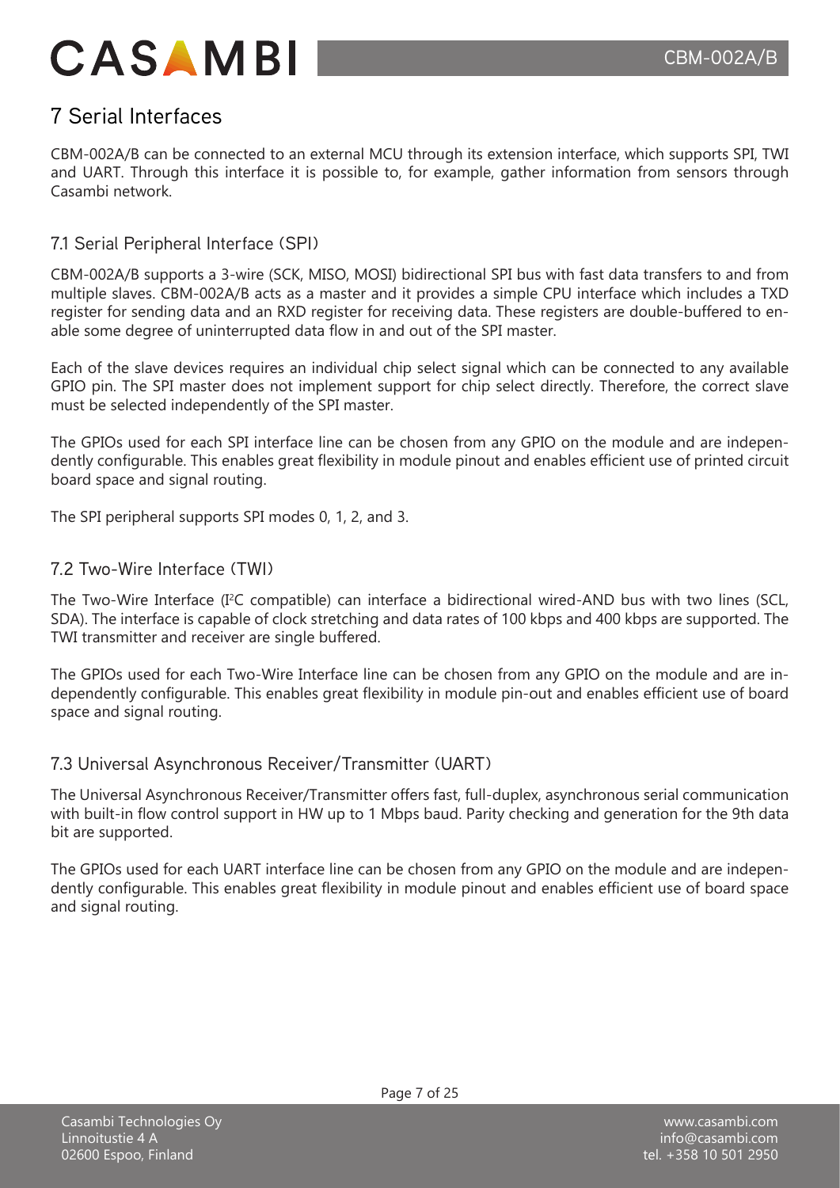# 7 Serial Interfaces

CBM-002A/B can be connected to an external MCU through its extension interface, which supports SPI, TWI and UART. Through this interface it is possible to, for example, gather information from sensors through Casambi network.

## 7.1 Serial Peripheral Interface (SPI)

CBM-002A/B supports a 3-wire (SCK, MISO, MOSI) bidirectional SPI bus with fast data transfers to and from multiple slaves. CBM-002A/B acts as a master and it provides a simple CPU interface which includes a TXD register for sending data and an RXD register for receiving data. These registers are double-buffered to enable some degree of uninterrupted data flow in and out of the SPI master.

Each of the slave devices requires an individual chip select signal which can be connected to any available GPIO pin. The SPI master does not implement support for chip select directly. Therefore, the correct slave must be selected independently of the SPI master.

The GPIOs used for each SPI interface line can be chosen from any GPIO on the module and are independently configurable. This enables great flexibility in module pinout and enables efficient use of printed circuit board space and signal routing.

The SPI peripheral supports SPI modes 0, 1, 2, and 3.

## 7.2 Two-Wire Interface (TWI)

The Two-Wire Interface ($I^2C$ compatible) can interface a bidirectional wired-AND bus with two lines (SCL, SDA). The interface is capable of clock stretching and data rates of 100 kbps and 400 kbps are supported. The TWI transmitter and receiver are single buffered.

The GPIOs used for each Two-Wire Interface line can be chosen from any GPIO on the module and are independently configurable. This enables great flexibility in module pin-out and enables efficient use of board space and signal routing.

## 7.3 Universal Asynchronous Receiver/Transmitter (UART)

The Universal Asynchronous Receiver/Transmitter offers fast, full-duplex, asynchronous serial communication with built-in flow control support in HW up to 1 Mbps baud. Parity checking and generation for the 9th data bit are supported.

The GPIOs used for each UART interface line can be chosen from any GPIO on the module and are independently configurable. This enables great flexibility in module pinout and enables efficient use of board space and signal routing.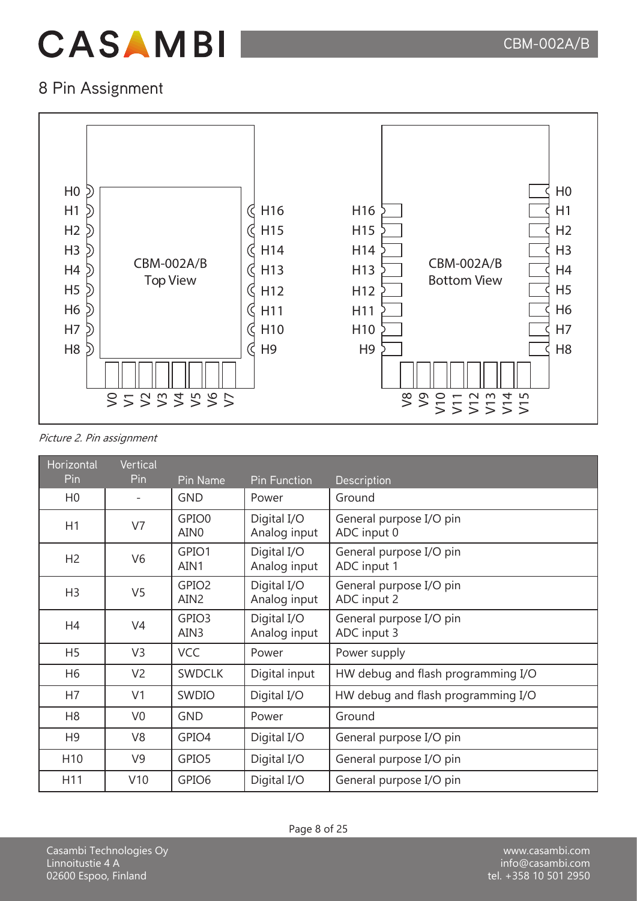## 8 Pin Assignment

*Picture 2. Pin assignment*

| Horizontal Pin | Vertical Pin | Pin Name | Pin Function | Description |
|---|---|---|---|---|
| H0 | - | GND | Power | Ground |
| H1 | V7 | GPIO0<br>AIN0 | Digital I/O<br>Analog input | General purpose I/O pin<br>ADC input 0 |
| H2 | V6 | GPIO1<br>AIN1 | Digital I/O<br>Analog input | General purpose I/O pin<br>ADC input 1 |
| H3 | V5 | GPIO2<br>AIN2 | Digital I/O<br>Analog input | General purpose I/O pin<br>ADC input 2 |
| H4 | V4 | GPIO3<br>AIN3 | Digital I/O<br>Analog input | General purpose I/O pin<br>ADC input 3 |
| H5 | V3 | VCC | Power | Power supply |
| H6 | V2 | SWDCLK | Digital input | HW debug and flash programming I/O |
| H7 | V1 | SWDIO | Digital I/O | HW debug and flash programming I/O |
| H8 | V0 | GND | Power | Ground |
| H9 | V8 | GPIO4 | Digital I/O | General purpose I/O pin |
| H10 | V9 | GPIO5 | Digital I/O | General purpose I/O pin |
| H11 | V10 | GPIO6 | Digital I/O | General purpose I/O pin |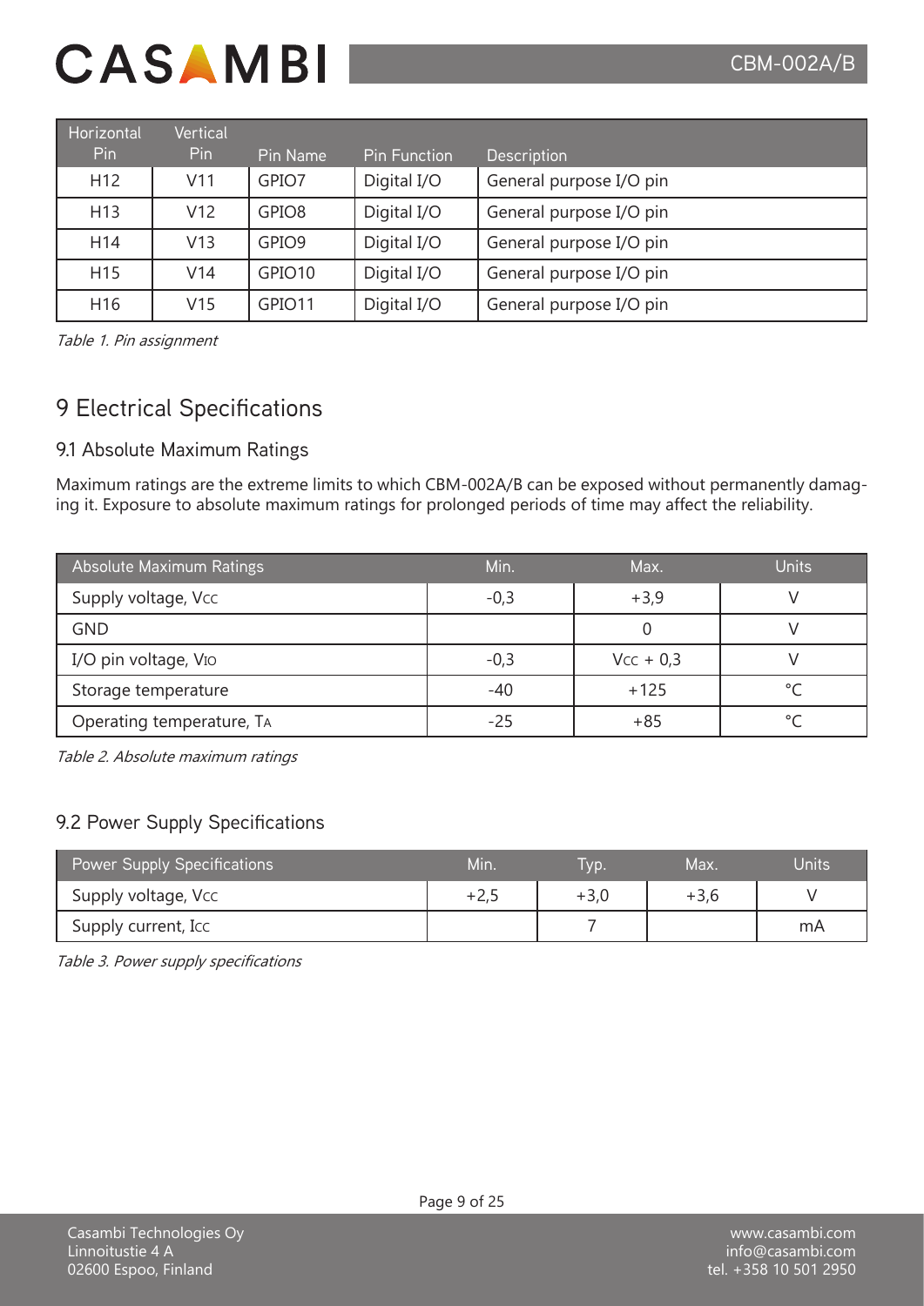| Horizontal Pin | Vertical Pin | Pin Name | Pin Function | Description |
|---|---|---|---|---|
| H12 | V11 | GPIO7 | Digital I/O | General purpose I/O pin |
| H13 | V12 | GPIO8 | Digital I/O | General purpose I/O pin |
| H14 | V13 | GPIO9 | Digital I/O | General purpose I/O pin |
| H15 | V14 | GPIO10 | Digital I/O | General purpose I/O pin |
| H16 | V15 | GPIO11 | Digital I/O | General purpose I/O pin |

*Table 1. Pin assignment*

## 9 Electrical Specifications

### 9.1 Absolute Maximum Ratings

Maximum ratings are the extreme limits to which CBM-002A/B can be exposed without permanently damaging it. Exposure to absolute maximum ratings for prolonged periods of time may affect the reliability.

| Absolute Maximum Ratings | Min. | Max. | Units |
|---|---|---|---|
| Supply voltage, $V_{CC}$ | -0,3 | +3,9 | V |
| GND | | 0 | V |
| I/O pin voltage, $V_{IO}$ | -0,3 | $V_{CC}$ + 0,3 | V |
| Storage temperature | -40 | +125 | °C |
| Operating temperature, $T_A$ | -25 | +85 | °C |

*Table 2. Absolute maximum ratings*

### 9.2 Power Supply Specifications

| Power Supply Specifications | Min. | Typ. | Max. | Units |
|---|---|---|---|---|
| Supply voltage, $V_{CC}$ | +2,5 | +3,0 | +3,6 | V |
| Supply current, $I_{CC}$ | | 7 | | mA |

*Table 3. Power supply specifications*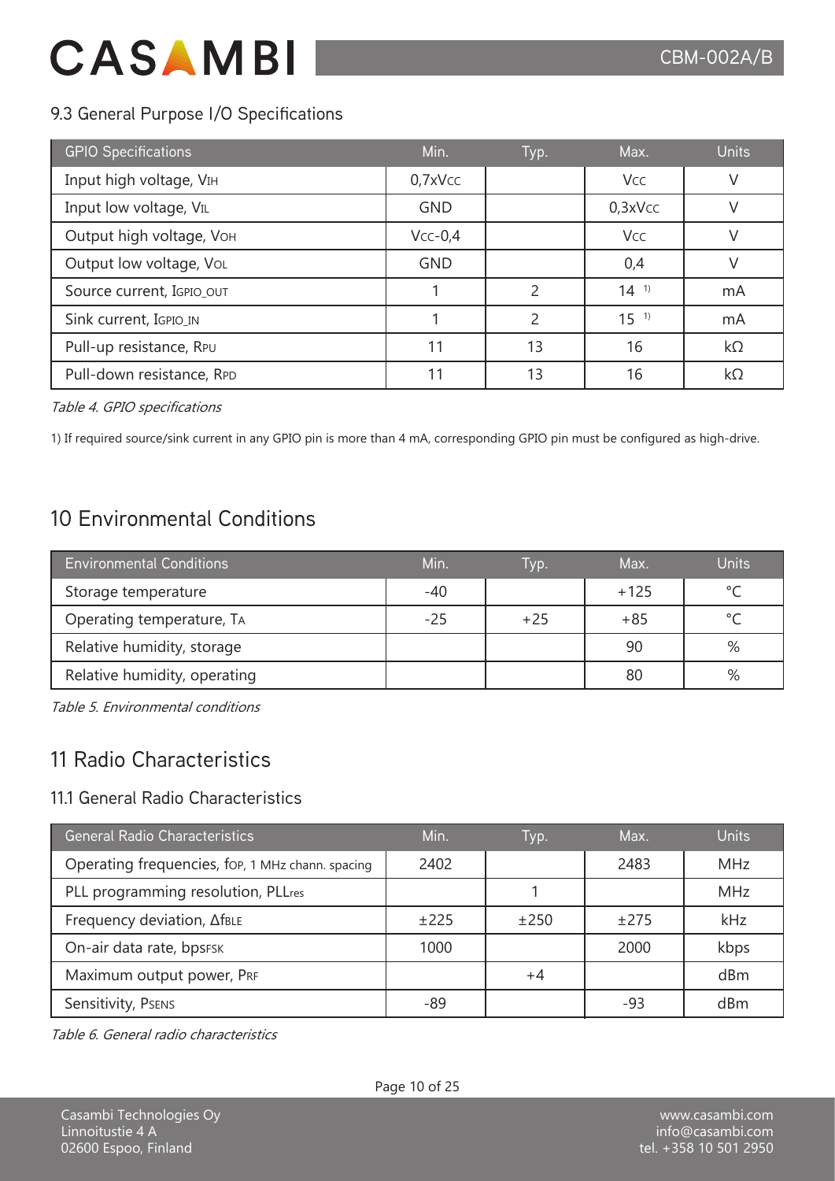## 9.3 General Purpose I/O Specifications

| GPIO Specifications | Min. | Typ. | Max. | Units |
|---|---|---|---|---|
| Input high voltage, $V_{IH}$ | 0,7x$V_{CC}$ | | $V_{CC}$ | V |
| Input low voltage, $V_{IL}$ | GND | | 0,3x$V_{CC}$ | V |
| Output high voltage, $V_{OH}$ | $V_{CC}$-0,4 | | $V_{CC}$ | V |
| Output low voltage, $V_{OL}$ | GND | | 0,4 | V |
| Source current, $I_{GPIO\_OUT}$ | 1 | 2 | 14 [1)] | mA |
| Sink current, $I_{GPIO\_IN}$ | 1 | 2 | 15 [1)] | mA |
| Pull-up resistance, $R_{PU}$ | 11 | 13 | 16 | kΩ |
| Pull-down resistance, $R_{PD}$ | 11 | 13 | 16 | kΩ |

*Table 4. GPIO specifications*

1) If required source/sink current in any GPIO pin is more than 4 mA, corresponding GPIO pin must be configured as high-drive.

# 10 Environmental Conditions

| Environmental Conditions | Min. | Typ. | Max. | Units |
|---|---|---|---|---|
| Storage temperature | -40 | | +125 | °C |
| Operating temperature, $T_A$ | -25 | +25 | +85 | °C |
| Relative humidity, storage | | | 90 | % |
| Relative humidity, operating | | | 80 | % |

*Table 5. Environmental conditions*

# 11 Radio Characteristics

## 11.1 General Radio Characteristics

| General Radio Characteristics | Min. | Typ. | Max. | Units |
|---|---|---|---|---|
| Operating frequencies, $f_{OP}$, 1 MHz chann. spacing | 2402 | | 2483 | MHz |
| PLL programming resolution, $PLL_{res}$ | | 1 | | MHz |
| Frequency deviation, $\Delta f_{BLE}$ | ±225 | ±250 | ±275 | kHz |
| On-air data rate, $bps_{FSK}$ | 1000 | | 2000 | kbps |
| Maximum output power, $P_{RF}$ | | +4 | | dBm |
| Sensitivity, $P_{SENS}$ | -89 | | -93 | dBm |

*Table 6. General radio characteristics*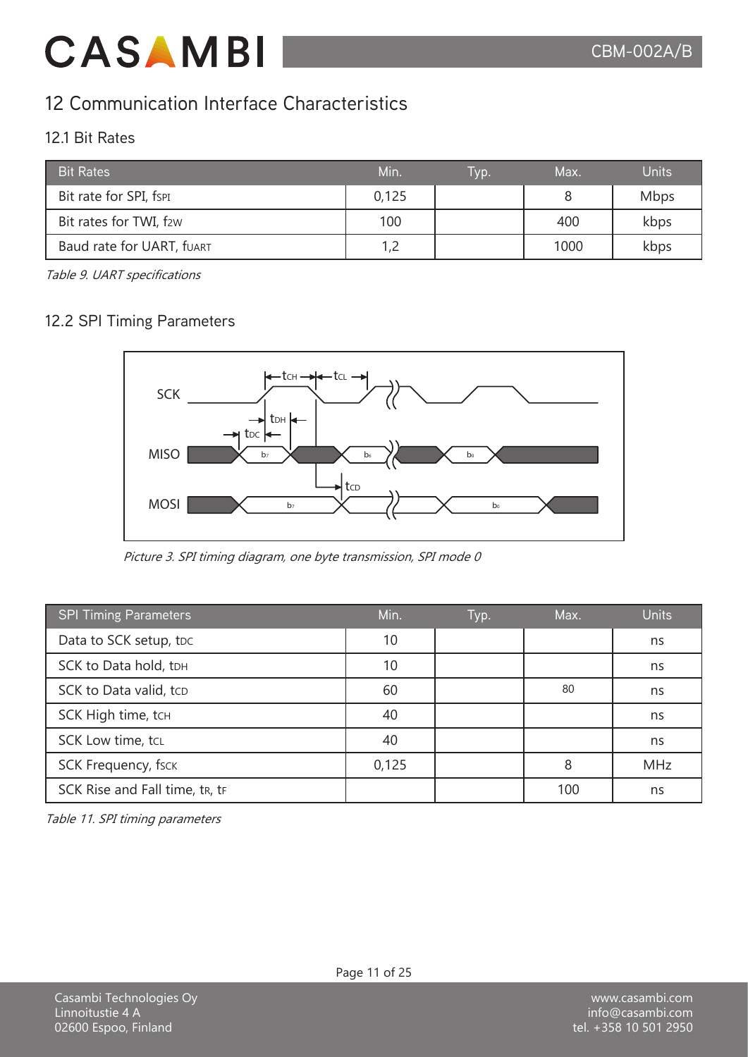# 12 Communication Interface Characteristics

## 12.1 Bit Rates

| Bit Rates | Min. | Typ. | Max. | Units |
|---|---|---|---|---|
| Bit rate for SPI, $f_{SPI}$ | 0,125 | | 8 | Mbps |
| Bit rates for TWI, $f_{2W}$ | 100 | | 400 | kbps |
| Baud rate for UART, $f_{UART}$ | 1,2 | | 1000 | kbps |

*Table 9. UART specifications*

## 12.2 SPI Timing Parameters

*Picture 3. SPI timing diagram, one byte transmission, SPI mode 0*

| SPI Timing Parameters | Min. | Typ. | Max. | Units |
|---|---|---|---|---|
| Data to SCK setup, $t_{DC}$ | 10 | | | ns |
| SCK to Data hold, $t_{DH}$ | 10 | | | ns |
| SCK to Data valid, $t_{CD}$ | 60 | | 80 | ns |
| SCK High time, $t_{CH}$ | 40 | | | ns |
| SCK Low time, $t_{CL}$ | 40 | | | ns |
| SCK Frequency, $f_{SCK}$ | 0,125 | | 8 | MHz |
| SCK Rise and Fall time, $t_R$, $t_F$ | | | 100 | ns |

*Table 11. SPI timing parameters*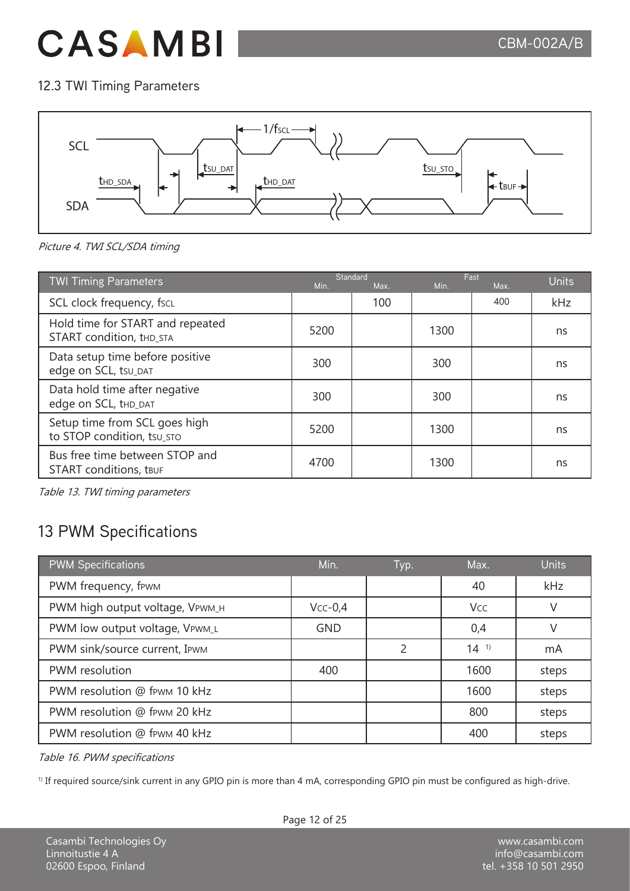## 12.3 TWI Timing Parameters

*Picture 4. TWI SCL/SDA timing*

| TWI Timing Parameters | Standard Min. | Standard Max. | Fast Min. | Fast Max. | Units |
|---|---|---|---|---|---|
| SCL clock frequency, $f_{SCL}$ | | 100 | | 400 | kHz |
| Hold time for START and repeated START condition, $t_{HD\_STA}$ | 5200 | | 1300 | | ns |
| Data setup time before positive edge on SCL, $t_{SU\_DAT}$ | 300 | | 300 | | ns |
| Data hold time after negative edge on SCL, $t_{HD\_DAT}$ | 300 | | 300 | | ns |
| Setup time from SCL goes high to STOP condition, $t_{SU\_STO}$ | 5200 | | 1300 | | ns |
| Bus free time between STOP and START conditions, $t_{BUF}$ | 4700 | | 1300 | | ns |

*Table 13. TWI timing parameters*

# 13 PWM Specifications

| PWM Specifications | Min. | Typ. | Max. | Units |
|---|---|---|---|---|
| PWM frequency, $f_{PWM}$ | | | 40 | kHz |
| PWM high output voltage, $V_{PWM\_H}$ | $V_{CC}$-0,4 | | $V_{CC}$ | V |
| PWM low output voltage, $V_{PWM\_L}$ | GND | | 0,4 | V |
| PWM sink/source current, $I_{PWM}$ | | 2 | 14 [1)] | mA |
| PWM resolution | 400 | | 1600 | steps |
| PWM resolution @ $f_{PWM}$ 10 kHz | | | 1600 | steps |
| PWM resolution @ $f_{PWM}$ 20 kHz | | | 800 | steps |
| PWM resolution @ $f_{PWM}$ 40 kHz | | | 400 | steps |

*Table 16. PWM specifications*

[1)] If required source/sink current in any GPIO pin is more than 4 mA, corresponding GPIO pin must be configured as high-drive.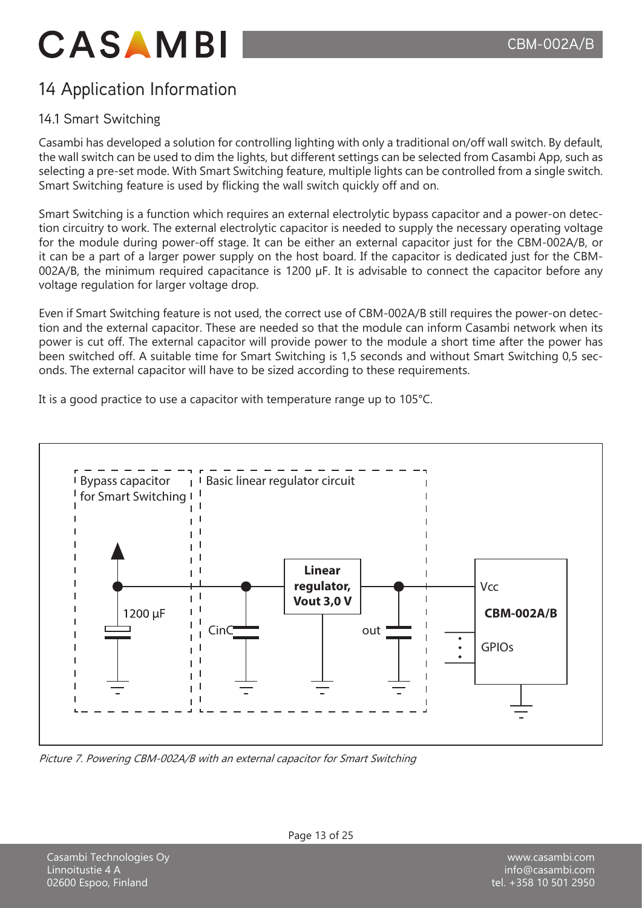# 14 Application Information

## 14.1 Smart Switching

Casambi has developed a solution for controlling lighting with only a traditional on/off wall switch. By default, the wall switch can be used to dim the lights, but different settings can be selected from Casambi App, such as selecting a pre-set mode. With Smart Switching feature, multiple lights can be controlled from a single switch. Smart Switching feature is used by flicking the wall switch quickly off and on.

Smart Switching is a function which requires an external electrolytic bypass capacitor and a power-on detection circuitry to work. The external electrolytic capacitor is needed to supply the necessary operating voltage for the module during power-off stage. It can be either an external capacitor just for the CBM-002A/B, or it can be a part of a larger power supply on the host board. If the capacitor is dedicated just for the CBM-002A/B, the minimum required capacitance is 1200 µF. It is advisable to connect the capacitor before any voltage regulation for larger voltage drop.

Even if Smart Switching feature is not used, the correct use of CBM-002A/B still requires the power-on detection and the external capacitor. These are needed so that the module can inform Casambi network when its power is cut off. The external capacitor will provide power to the module a short time after the power has been switched off. A suitable time for Smart Switching is 1,5 seconds and without Smart Switching 0,5 seconds. The external capacitor will have to be sized according to these requirements.

It is a good practice to use a capacitor with temperature range up to 105°C.

Bypass capacitor for Smart Switching | Basic linear regulator circuit | 1200 µF | CinC | Linear regulator, Vout 3,0 V | out | Vcc | CBM-002A/B | GPIOs

*Picture 7. Powering CBM-002A/B with an external capacitor for Smart Switching*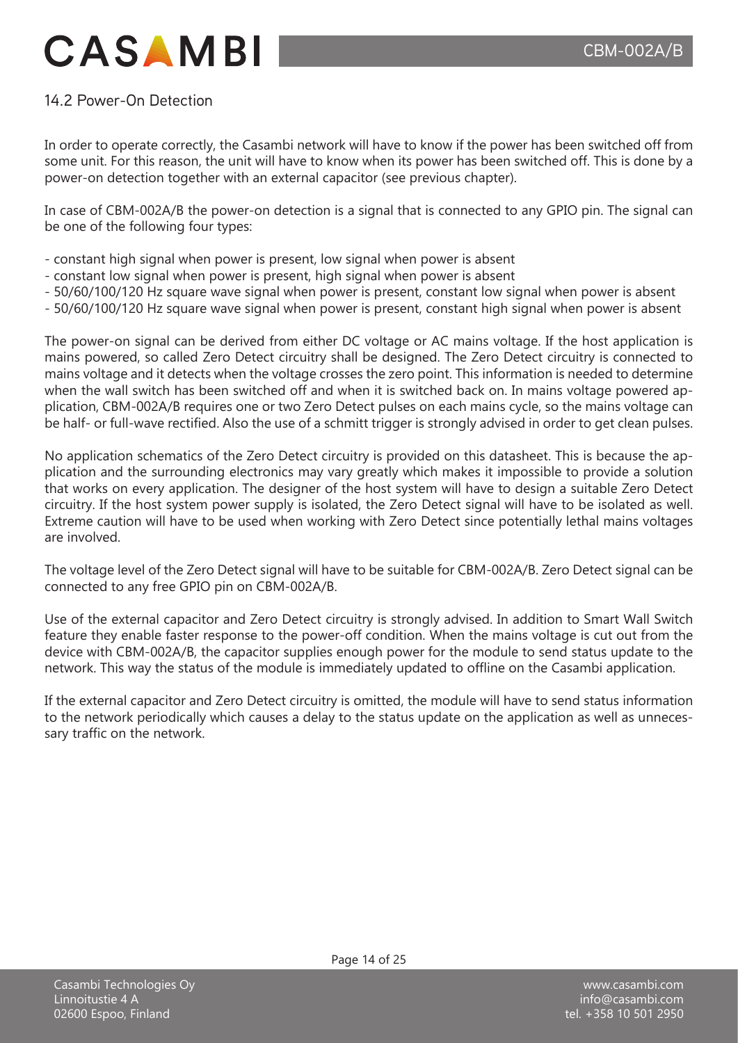## 14.2 Power-On Detection

In order to operate correctly, the Casambi network will have to know if the power has been switched off from some unit. For this reason, the unit will have to know when its power has been switched off. This is done by a power-on detection together with an external capacitor (see previous chapter).

In case of CBM-002A/B the power-on detection is a signal that is connected to any GPIO pin. The signal can be one of the following four types:

- constant high signal when power is present, low signal when power is absent
- constant low signal when power is present, high signal when power is absent
- 50/60/100/120 Hz square wave signal when power is present, constant low signal when power is absent
- 50/60/100/120 Hz square wave signal when power is present, constant high signal when power is absent

The power-on signal can be derived from either DC voltage or AC mains voltage. If the host application is mains powered, so called Zero Detect circuitry shall be designed. The Zero Detect circuitry is connected to mains voltage and it detects when the voltage crosses the zero point. This information is needed to determine when the wall switch has been switched off and when it is switched back on. In mains voltage powered application, CBM-002A/B requires one or two Zero Detect pulses on each mains cycle, so the mains voltage can be half- or full-wave rectified. Also the use of a schmitt trigger is strongly advised in order to get clean pulses.

No application schematics of the Zero Detect circuitry is provided on this datasheet. This is because the application and the surrounding electronics may vary greatly which makes it impossible to provide a solution that works on every application. The designer of the host system will have to design a suitable Zero Detect circuitry. If the host system power supply is isolated, the Zero Detect signal will have to be isolated as well. Extreme caution will have to be used when working with Zero Detect since potentially lethal mains voltages are involved.

The voltage level of the Zero Detect signal will have to be suitable for CBM-002A/B. Zero Detect signal can be connected to any free GPIO pin on CBM-002A/B.

Use of the external capacitor and Zero Detect circuitry is strongly advised. In addition to Smart Wall Switch feature they enable faster response to the power-off condition. When the mains voltage is cut out from the device with CBM-002A/B, the capacitor supplies enough power for the module to send status update to the network. This way the status of the module is immediately updated to offline on the Casambi application.

If the external capacitor and Zero Detect circuitry is omitted, the module will have to send status information to the network periodically which causes a delay to the status update on the application as well as unnecessary traffic on the network.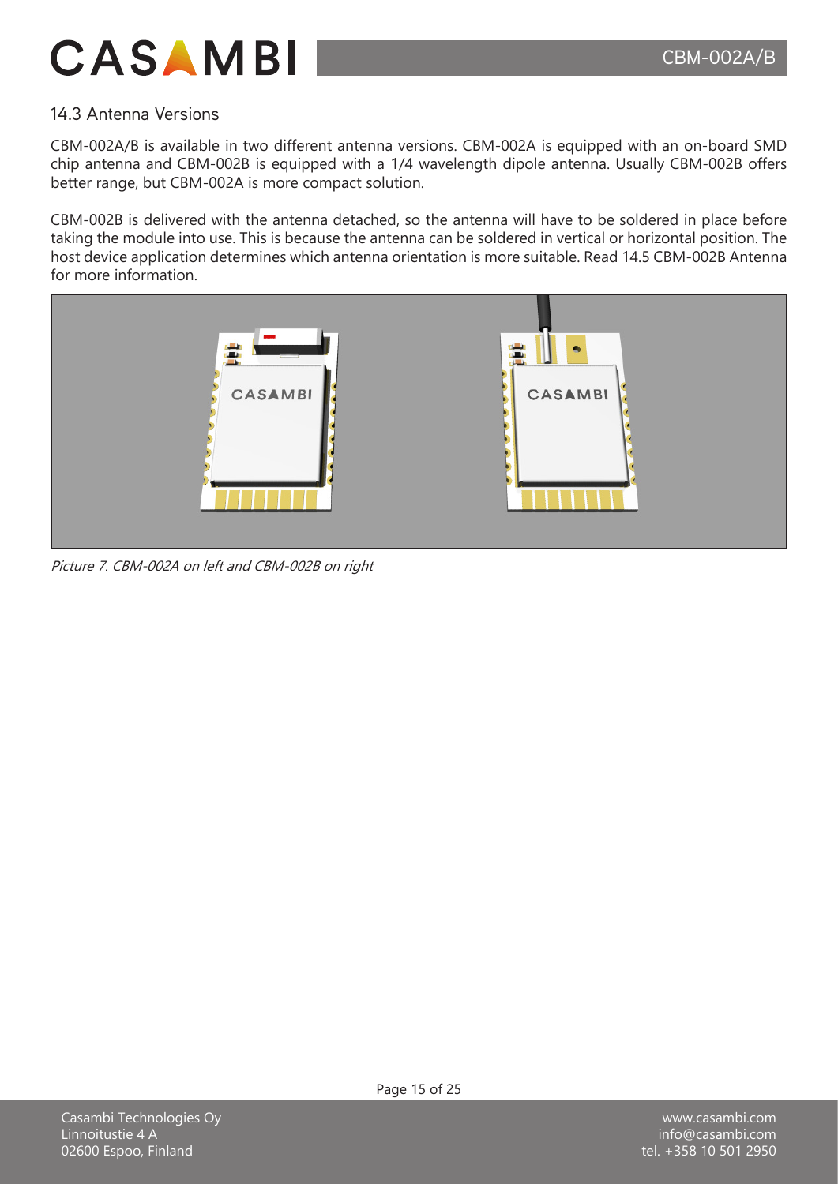## 14.3 Antenna Versions

CBM-002A/B is available in two different antenna versions. CBM-002A is equipped with an on-board SMD chip antenna and CBM-002B is equipped with a 1/4 wavelength dipole antenna. Usually CBM-002B offers better range, but CBM-002A is more compact solution.

CBM-002B is delivered with the antenna detached, so the antenna will have to be soldered in place before taking the module into use. This is because the antenna can be soldered in vertical or horizontal position. The host device application determines which antenna orientation is more suitable. Read 14.5 CBM-002B Antenna for more information.

*Picture 7. CBM-002A on left and CBM-002B on right*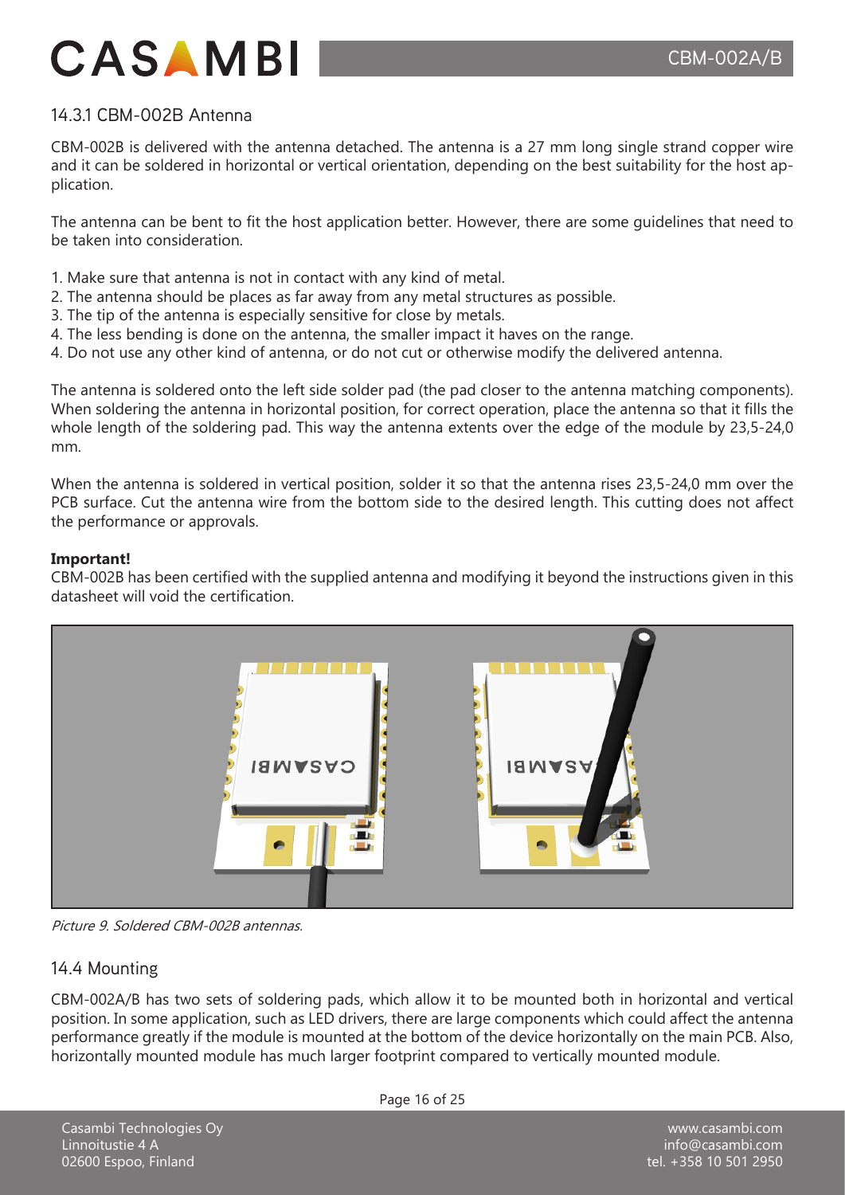### 14.3.1 CBM-002B Antenna

CBM-002B is delivered with the antenna detached. The antenna is a 27 mm long single strand copper wire and it can be soldered in horizontal or vertical orientation, depending on the best suitability for the host application.

The antenna can be bent to fit the host application better. However, there are some guidelines that need to be taken into consideration.

1. Make sure that antenna is not in contact with any kind of metal.
2. The antenna should be places as far away from any metal structures as possible.
3. The tip of the antenna is especially sensitive for close by metals.
4. The less bending is done on the antenna, the smaller impact it haves on the range.
4. Do not use any other kind of antenna, or do not cut or otherwise modify the delivered antenna.

The antenna is soldered onto the left side solder pad (the pad closer to the antenna matching components). When soldering the antenna in horizontal position, for correct operation, place the antenna so that it fills the whole length of the soldering pad. This way the antenna extents over the edge of the module by 23,5-24,0 mm.

When the antenna is soldered in vertical position, solder it so that the antenna rises 23,5-24,0 mm over the PCB surface. Cut the antenna wire from the bottom side to the desired length. This cutting does not affect the performance or approvals.

**Important!**
CBM-002B has been certified with the supplied antenna and modifying it beyond the instructions given in this datasheet will void the certification.

*Picture 9. Soldered CBM-002B antennas.*

## 14.4 Mounting

CBM-002A/B has two sets of soldering pads, which allow it to be mounted both in horizontal and vertical position. In some application, such as LED drivers, there are large components which could affect the antenna performance greatly if the module is mounted at the bottom of the device horizontally on the main PCB. Also, horizontally mounted module has much larger footprint compared to vertically mounted module.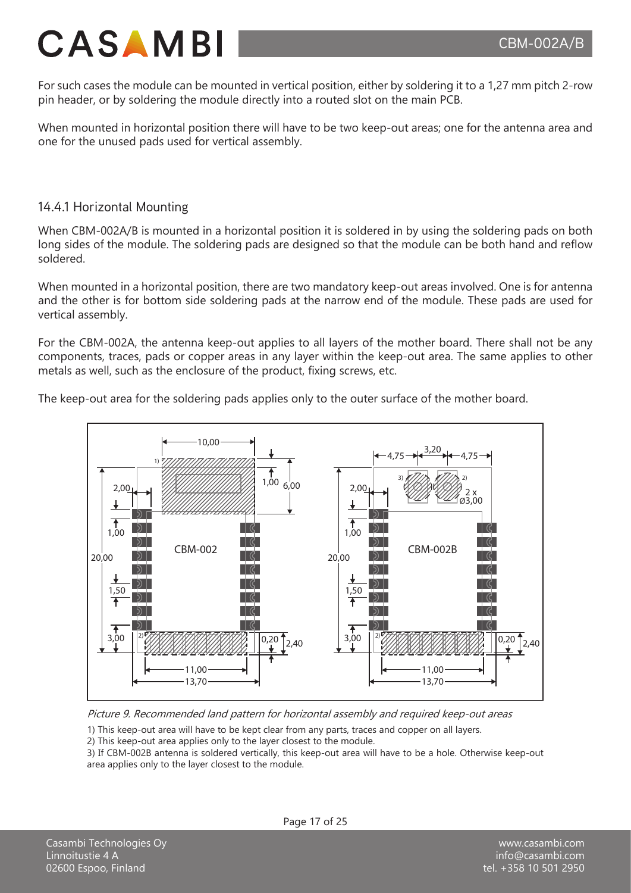For such cases the module can be mounted in vertical position, either by soldering it to a 1,27 mm pitch 2-row pin header, or by soldering the module directly into a routed slot on the main PCB.

When mounted in horizontal position there will have to be two keep-out areas; one for the antenna area and one for the unused pads used for vertical assembly.

### 14.4.1 Horizontal Mounting

When CBM-002A/B is mounted in a horizontal position it is soldered in by using the soldering pads on both long sides of the module. The soldering pads are designed so that the module can be both hand and reflow soldered.

When mounted in a horizontal position, there are two mandatory keep-out areas involved. One is for antenna and the other is for bottom side soldering pads at the narrow end of the module. These pads are used for vertical assembly.

For the CBM-002A, the antenna keep-out applies to all layers of the mother board. There shall not be any components, traces, pads or copper areas in any layer within the keep-out area. The same applies to other metals as well, such as the enclosure of the product, fixing screws, etc.

The keep-out area for the soldering pads applies only to the outer surface of the mother board.

*Picture 9. Recommended land pattern for horizontal assembly and required keep-out areas*

1) This keep-out area will have to be kept clear from any parts, traces and copper on all layers.

2) This keep-out area applies only to the layer closest to the module.

3) If CBM-002B antenna is soldered vertically, this keep-out area will have to be a hole. Otherwise keep-out area applies only to the layer closest to the module.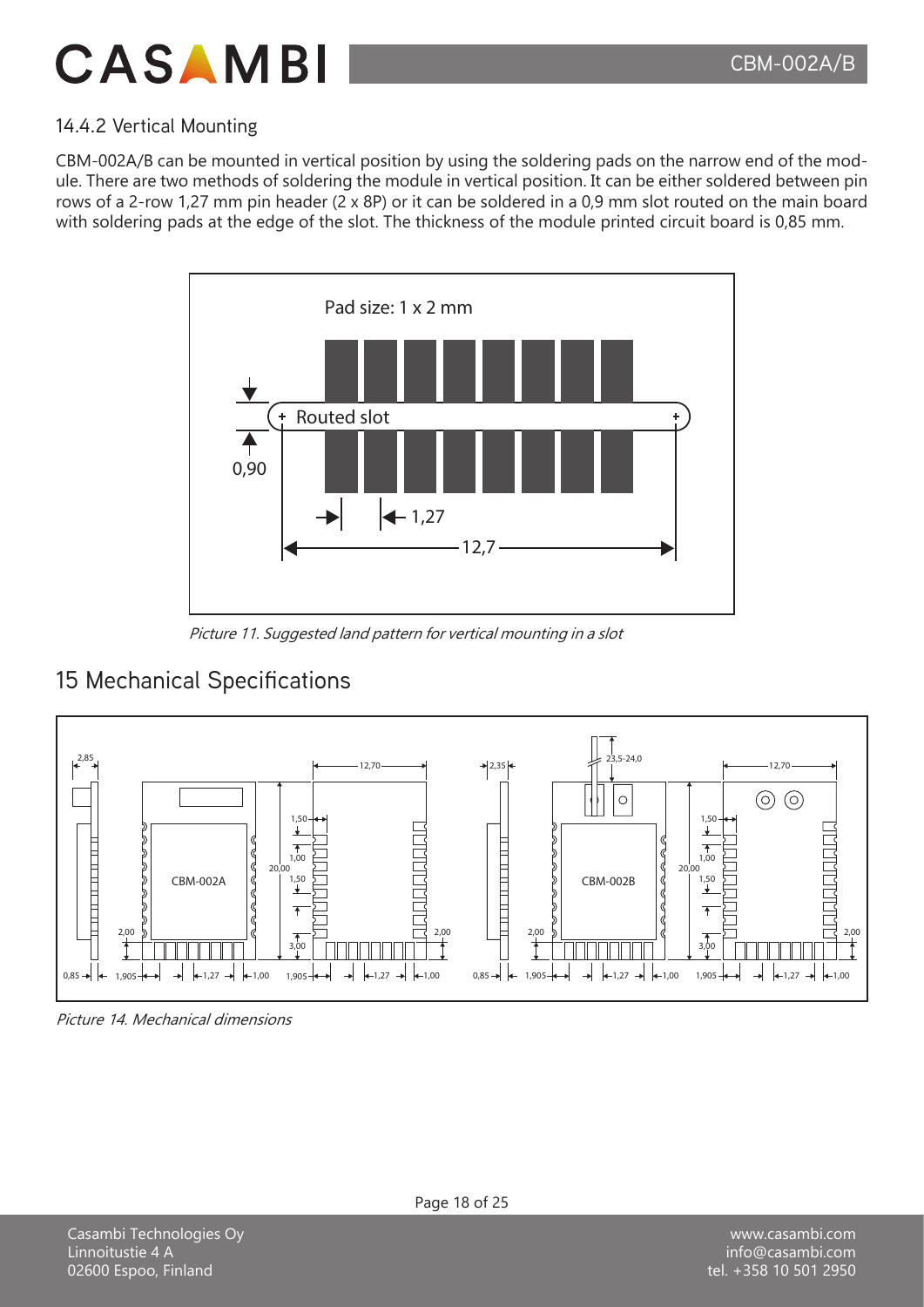### 14.4.2 Vertical Mounting

CBM-002A/B can be mounted in vertical position by using the soldering pads on the narrow end of the module. There are two methods of soldering the module in vertical position. It can be either soldered between pin rows of a 2-row 1,27 mm pin header (2 x 8P) or it can be soldered in a 0,9 mm slot routed on the main board with soldering pads at the edge of the slot. The thickness of the module printed circuit board is 0,85 mm.

*Picture 11. Suggested land pattern for vertical mounting in a slot*

## 15 Mechanical Specifications

*Picture 14. Mechanical dimensions*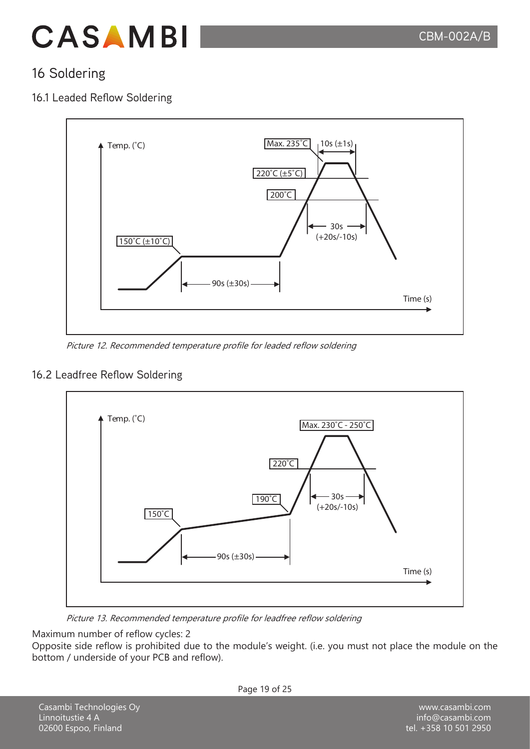# 16 Soldering

## 16.1 Leaded Reflow Soldering

*Picture 12. Recommended temperature profile for leaded reflow soldering*

## 16.2 Leadfree Reflow Soldering

*Picture 13. Recommended temperature profile for leadfree reflow soldering*

Maximum number of reflow cycles: 2

Opposite side reflow is prohibited due to the module's weight. (i.e. you must not place the module on the bottom / underside of your PCB and reflow).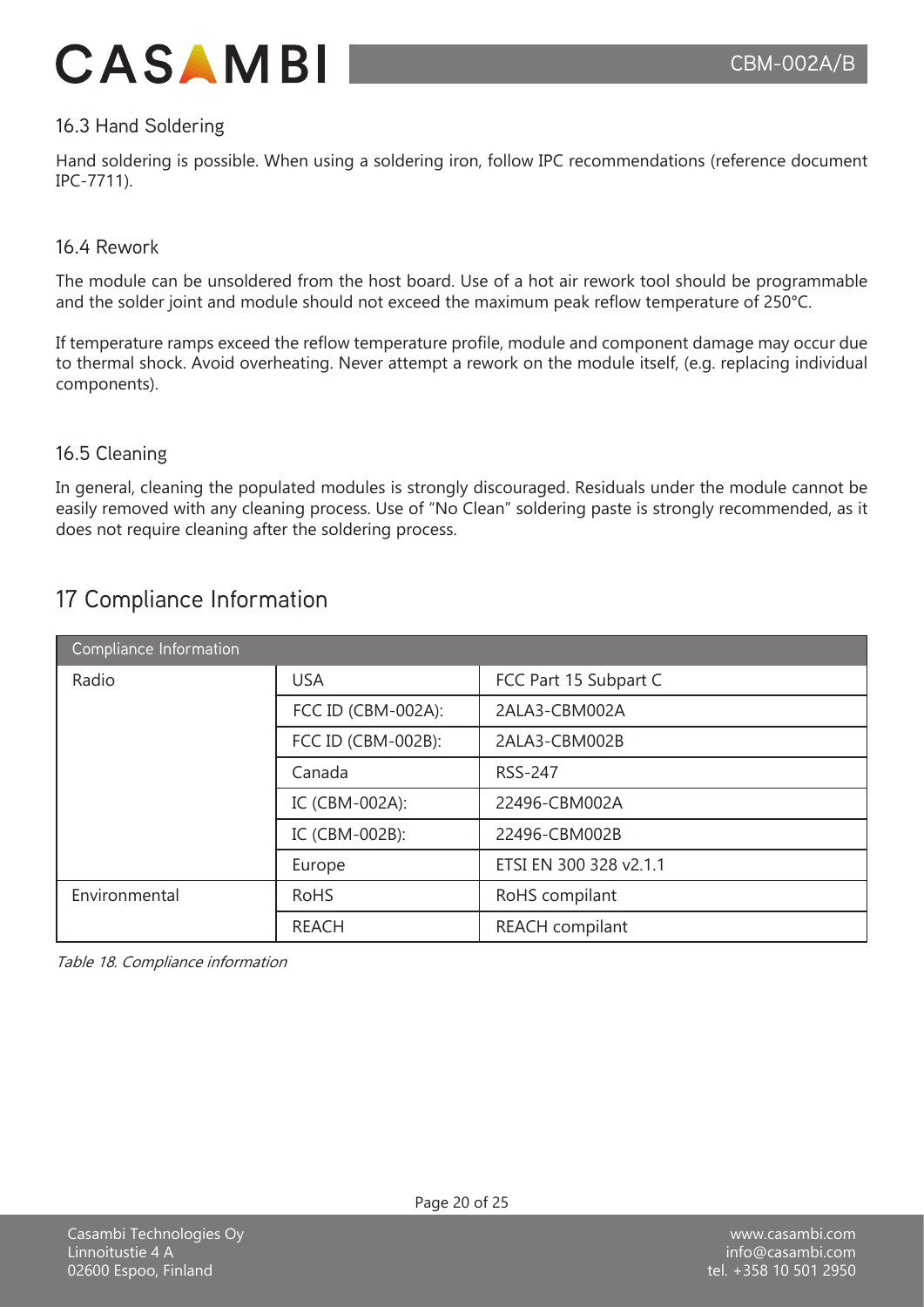### 16.3 Hand Soldering

Hand soldering is possible. When using a soldering iron, follow IPC recommendations (reference document IPC-7711).

### 16.4 Rework

The module can be unsoldered from the host board. Use of a hot air rework tool should be programmable and the solder joint and module should not exceed the maximum peak reflow temperature of 250°C.

If temperature ramps exceed the reflow temperature profile, module and component damage may occur due to thermal shock. Avoid overheating. Never attempt a rework on the module itself, (e.g. replacing individual components).

### 16.5 Cleaning

In general, cleaning the populated modules is strongly discouraged. Residuals under the module cannot be easily removed with any cleaning process. Use of "No Clean" soldering paste is strongly recommended, as it does not require cleaning after the soldering process.

## 17 Compliance Information

| Compliance Information | | |
|---|---|---|
| Radio | USA | FCC Part 15 Subpart C |
| | FCC ID (CBM-002A): | 2ALA3-CBM002A |
| | FCC ID (CBM-002B): | 2ALA3-CBM002B |
| | Canada | RSS-247 |
| | IC (CBM-002A): | 22496-CBM002A |
| | IC (CBM-002B): | 22496-CBM002B |
| | Europe | ETSI EN 300 328 v2.1.1 |
| Environmental | RoHS | RoHS compilant |
| | REACH | REACH compilant |

*Table 18. Compliance information*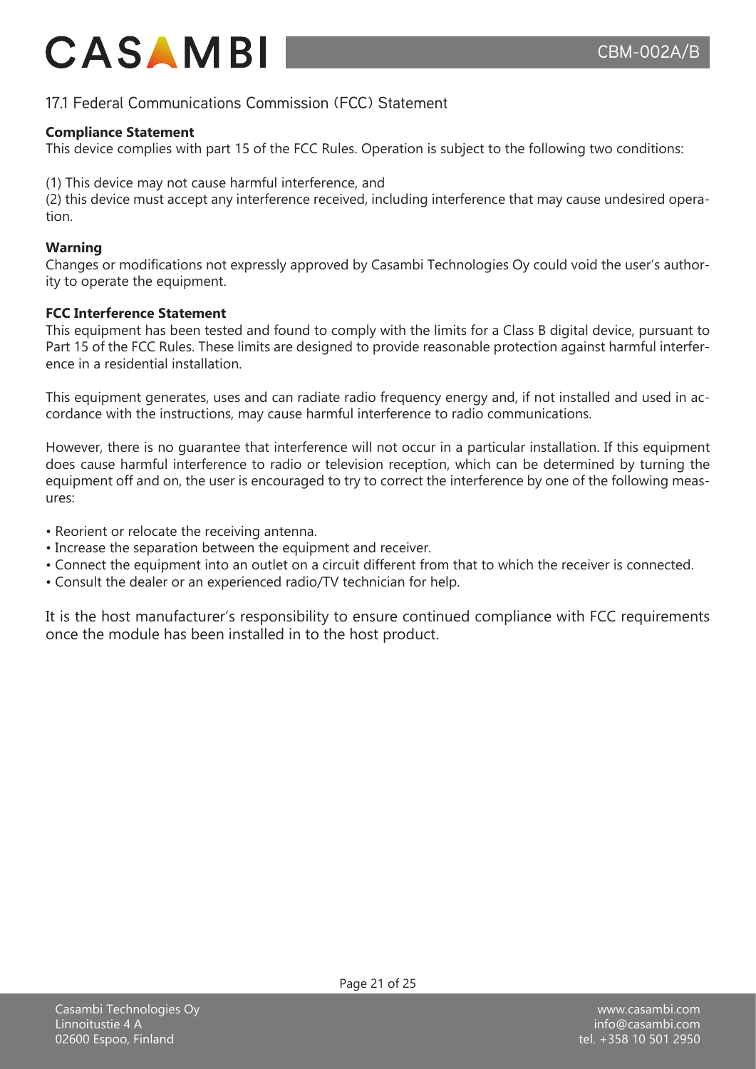## 17.1 Federal Communications Commission (FCC) Statement

**Compliance Statement**

This device complies with part 15 of the FCC Rules. Operation is subject to the following two conditions:

(1) This device may not cause harmful interference, and
(2) this device must accept any interference received, including interference that may cause undesired operation.

**Warning**

Changes or modifications not expressly approved by Casambi Technologies Oy could void the user's authority to operate the equipment.

**FCC Interference Statement**

This equipment has been tested and found to comply with the limits for a Class B digital device, pursuant to Part 15 of the FCC Rules. These limits are designed to provide reasonable protection against harmful interference in a residential installation.

This equipment generates, uses and can radiate radio frequency energy and, if not installed and used in accordance with the instructions, may cause harmful interference to radio communications.

However, there is no guarantee that interference will not occur in a particular installation. If this equipment does cause harmful interference to radio or television reception, which can be determined by turning the equipment off and on, the user is encouraged to try to correct the interference by one of the following measures:

- Reorient or relocate the receiving antenna.
- Increase the separation between the equipment and receiver.
- Connect the equipment into an outlet on a circuit different from that to which the receiver is connected.
- Consult the dealer or an experienced radio/TV technician for help.

It is the host manufacturer's responsibility to ensure continued compliance with FCC requirements once the module has been installed in to the host product.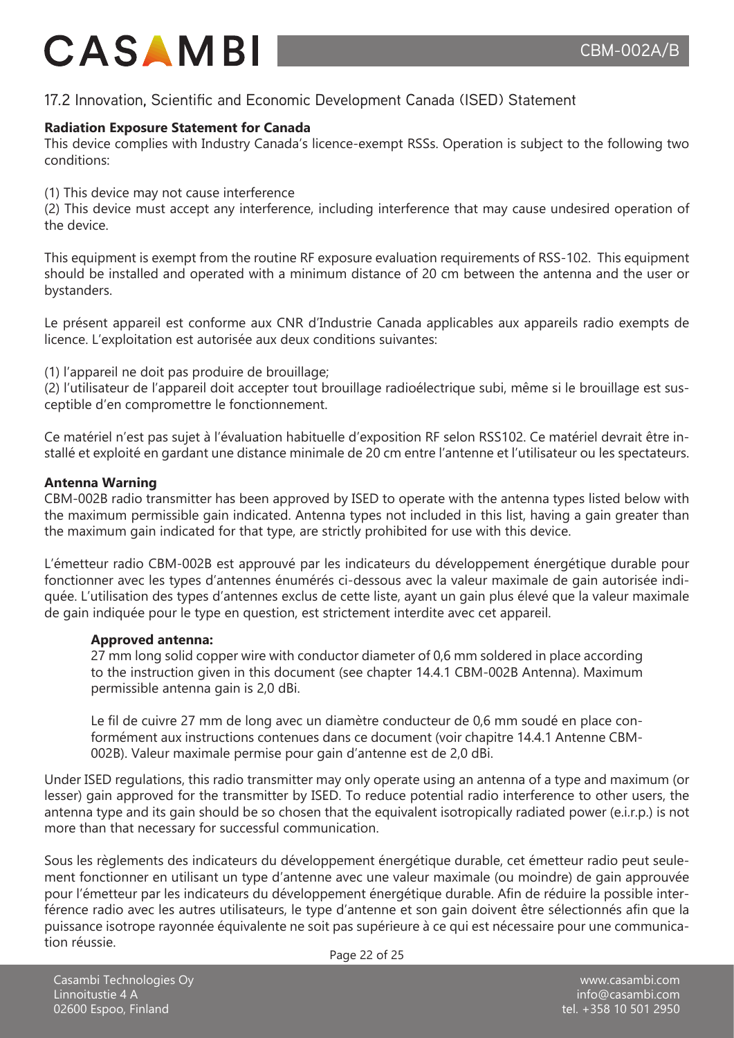## 17.2 Innovation, Scientific and Economic Development Canada (ISED) Statement

**Radiation Exposure Statement for Canada**

This device complies with Industry Canada's licence-exempt RSSs. Operation is subject to the following two conditions:

(1) This device may not cause interference
(2) This device must accept any interference, including interference that may cause undesired operation of the device.

This equipment is exempt from the routine RF exposure evaluation requirements of RSS-102. This equipment should be installed and operated with a minimum distance of 20 cm between the antenna and the user or bystanders.

Le présent appareil est conforme aux CNR d'Industrie Canada applicables aux appareils radio exempts de licence. L'exploitation est autorisée aux deux conditions suivantes:

(1) l'appareil ne doit pas produire de brouillage;
(2) l'utilisateur de l'appareil doit accepter tout brouillage radioélectrique subi, même si le brouillage est susceptible d'en compromettre le fonctionnement.

Ce matériel n'est pas sujet à l'évaluation habituelle d'exposition RF selon RSS102. Ce matériel devrait être installé et exploité en gardant une distance minimale de 20 cm entre l'antenne et l'utilisateur ou les spectateurs.

**Antenna Warning**

CBM-002B radio transmitter has been approved by ISED to operate with the antenna types listed below with the maximum permissible gain indicated. Antenna types not included in this list, having a gain greater than the maximum gain indicated for that type, are strictly prohibited for use with this device.

L'émetteur radio CBM-002B est approuvé par les indicateurs du développement énergétique durable pour fonctionner avec les types d'antennes énumérés ci-dessous avec la valeur maximale de gain autorisée indiquée. L'utilisation des types d'antennes exclus de cette liste, ayant un gain plus élevé que la valeur maximale de gain indiquée pour le type en question, est strictement interdite avec cet appareil.

**Approved antenna:**

27 mm long solid copper wire with conductor diameter of 0,6 mm soldered in place according to the instruction given in this document (see chapter 14.4.1 CBM-002B Antenna). Maximum permissible antenna gain is 2,0 dBi.

Le fil de cuivre 27 mm de long avec un diamètre conducteur de 0,6 mm soudé en place conformément aux instructions contenues dans ce document (voir chapitre 14.4.1 Antenne CBM-002B). Valeur maximale permise pour gain d'antenne est de 2,0 dBi.

Under ISED regulations, this radio transmitter may only operate using an antenna of a type and maximum (or lesser) gain approved for the transmitter by ISED. To reduce potential radio interference to other users, the antenna type and its gain should be so chosen that the equivalent isotropically radiated power (e.i.r.p.) is not more than that necessary for successful communication.

Sous les règlements des indicateurs du développement énergétique durable, cet émetteur radio peut seulement fonctionner en utilisant un type d'antenne avec une valeur maximale (ou moindre) de gain approuvée pour l'émetteur par les indicateurs du développement énergétique durable. Afin de réduire la possible interférence radio avec les autres utilisateurs, le type d'antenne et son gain doivent être sélectionnés afin que la puissance isotrope rayonnée équivalente ne soit pas supérieure à ce qui est nécessaire pour une communication réussie.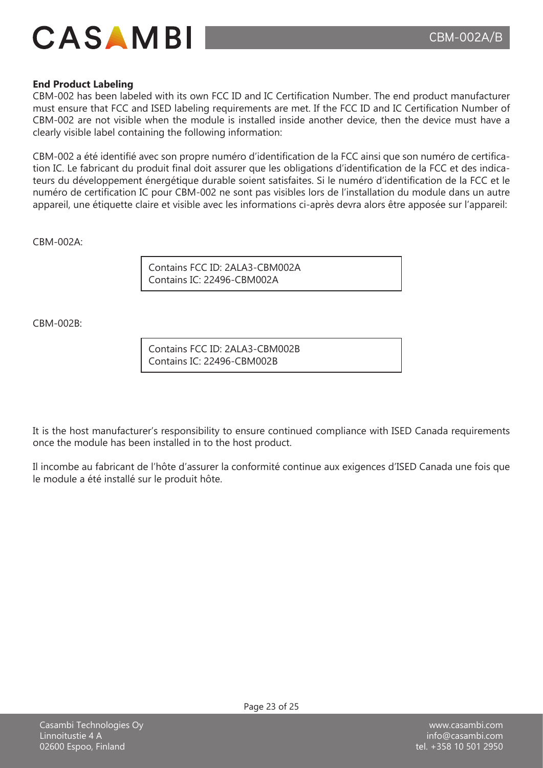**End Product Labeling**

CBM-002 has been labeled with its own FCC ID and IC Certification Number. The end product manufacturer must ensure that FCC and ISED labeling requirements are met. If the FCC ID and IC Certification Number of CBM-002 are not visible when the module is installed inside another device, then the device must have a clearly visible label containing the following information:

CBM-002 a été identifié avec son propre numéro d'identification de la FCC ainsi que son numéro de certification IC. Le fabricant du produit final doit assurer que les obligations d'identification de la FCC et des indicateurs du développement énergétique durable soient satisfaites. Si le numéro d'identification de la FCC et le numéro de certification IC pour CBM-002 ne sont pas visibles lors de l'installation du module dans un autre appareil, une étiquette claire et visible avec les informations ci-après devra alors être apposée sur l'appareil:

CBM-002A:

```
Contains FCC ID: 2ALA3-CBM002A
Contains IC: 22496-CBM002A
```

CBM-002B:

```
Contains FCC ID: 2ALA3-CBM002B
Contains IC: 22496-CBM002B
```

It is the host manufacturer's responsibility to ensure continued compliance with ISED Canada requirements once the module has been installed in to the host product.

Il incombe au fabricant de l'hôte d'assurer la conformité continue aux exigences d'ISED Canada une fois que le module a été installé sur le produit hôte.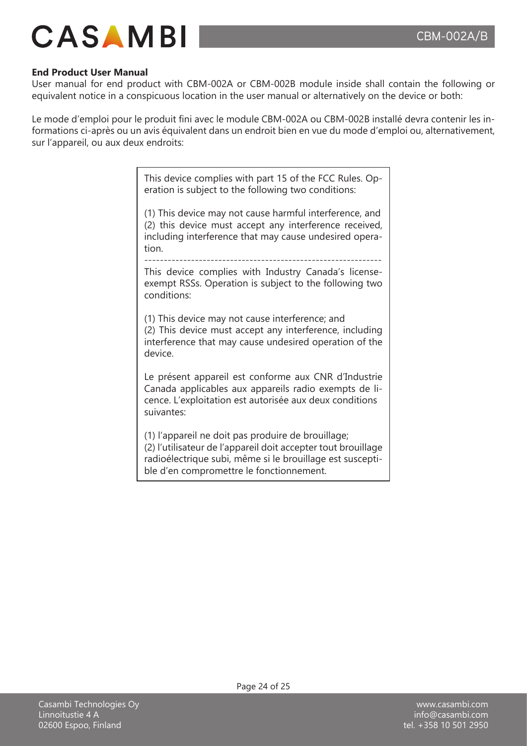**End Product User Manual**

User manual for end product with CBM-002A or CBM-002B module inside shall contain the following or equivalent notice in a conspicuous location in the user manual or alternatively on the device or both:

Le mode d'emploi pour le produit fini avec le module CBM-002A ou CBM-002B installé devra contenir les informations ci-après ou un avis équivalent dans un endroit bien en vue du mode d'emploi ou, alternativement, sur l'appareil, ou aux deux endroits:

> This device complies with part 15 of the FCC Rules. Operation is subject to the following two conditions:
>
> (1) This device may not cause harmful interference, and
> (2) this device must accept any interference received, including interference that may cause undesired operation.
>
> ------------------------------------------------------------
>
> This device complies with Industry Canada's license-exempt RSSs. Operation is subject to the following two conditions:
>
> (1) This device may not cause interference; and
> (2) This device must accept any interference, including interference that may cause undesired operation of the device.
>
> Le présent appareil est conforme aux CNR d'Industrie Canada applicables aux appareils radio exempts de licence. L'exploitation est autorisée aux deux conditions suivantes:
>
> (1) l'appareil ne doit pas produire de brouillage;
> (2) l'utilisateur de l'appareil doit accepter tout brouillage radioélectrique subi, même si le brouillage est susceptible d'en compromettre le fonctionnement.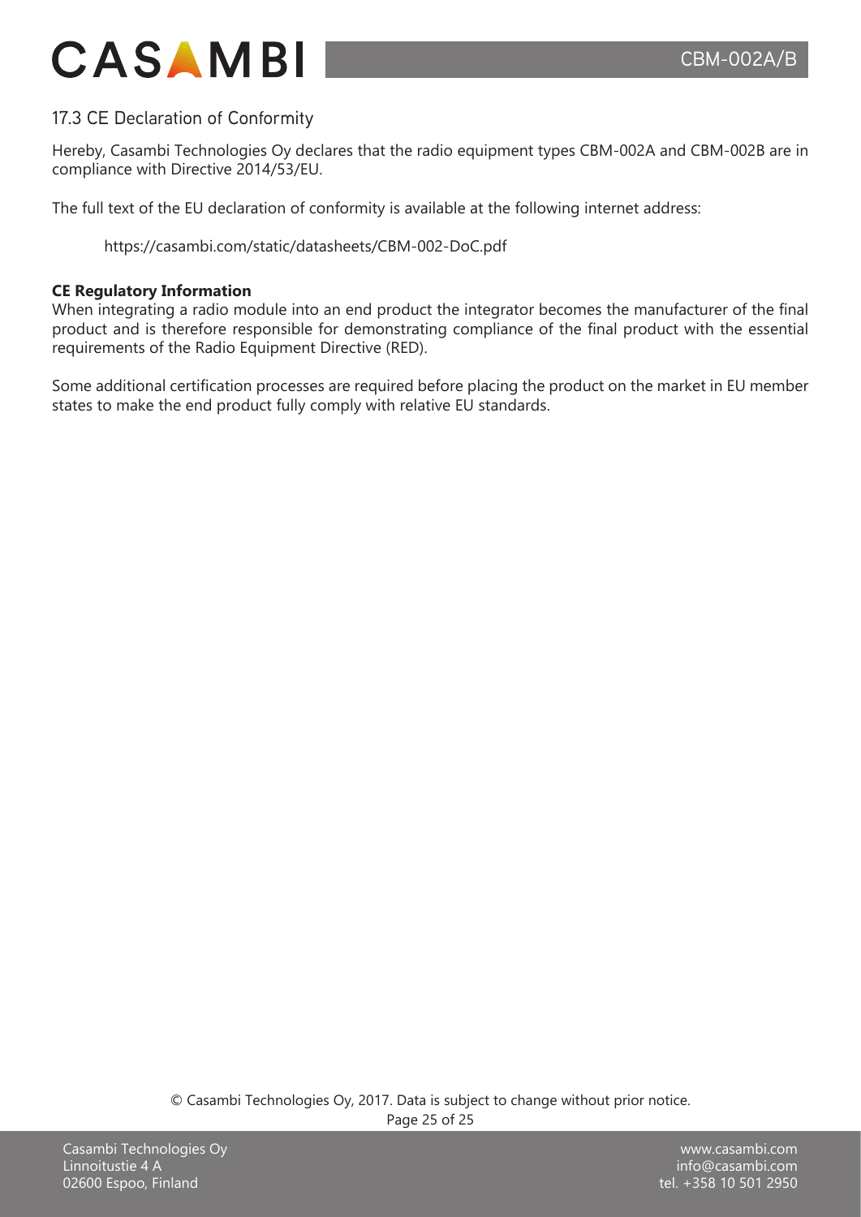## 17.3 CE Declaration of Conformity

Hereby, Casambi Technologies Oy declares that the radio equipment types CBM-002A and CBM-002B are in compliance with Directive 2014/53/EU.

The full text of the EU declaration of conformity is available at the following internet address:

https://casambi.com/static/datasheets/CBM-002-DoC.pdf

**CE Regulatory Information**

When integrating a radio module into an end product the integrator becomes the manufacturer of the final product and is therefore responsible for demonstrating compliance of the final product with the essential requirements of the Radio Equipment Directive (RED).

Some additional certification processes are required before placing the product on the market in EU member states to make the end product fully comply with relative EU standards.